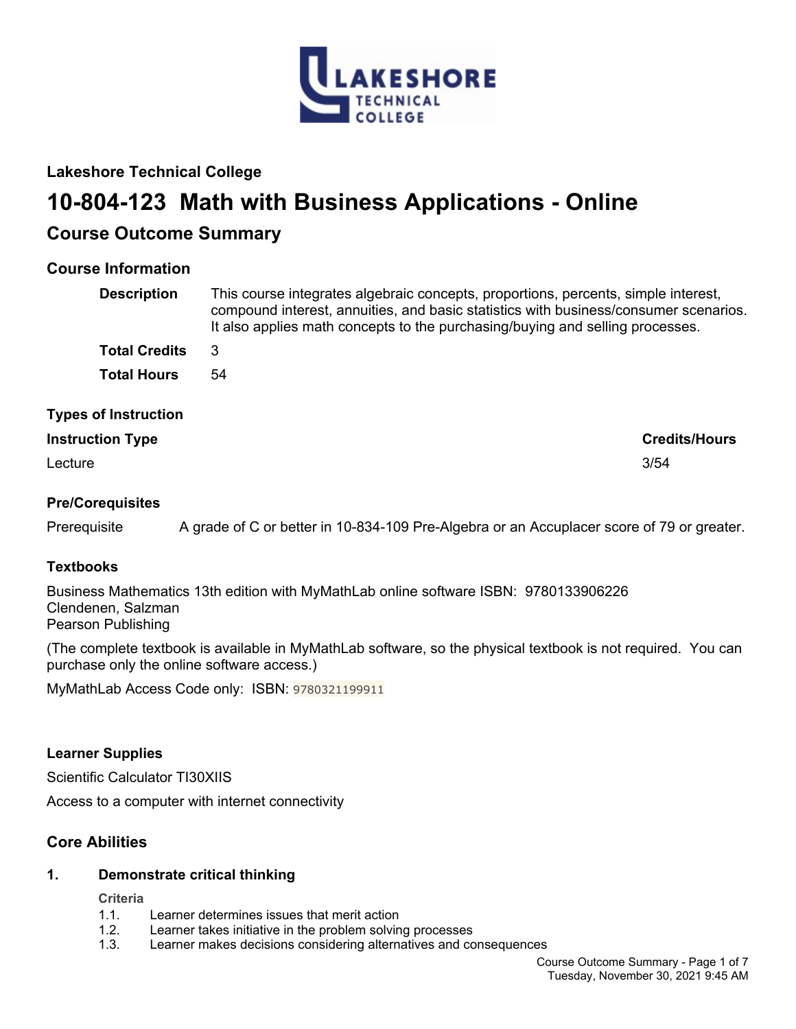**Lakeshore Technical College**

# 10-804-123 Math with Business Applications - Online

## Course Outcome Summary

### Course Information

| | |
|---|---|
| **Description** | This course integrates algebraic concepts, proportions, percents, simple interest, compound interest, annuities, and basic statistics with business/consumer scenarios. It also applies math concepts to the purchasing/buying and selling processes. |
| **Total Credits** | 3 |
| **Total Hours** | 54 |

### Types of Instruction

| Instruction Type | Credits/Hours |
|---|---|
| Lecture | 3/54 |

### Pre/Corequisites

Prerequisite A grade of C or better in 10-834-109 Pre-Algebra or an Accuplacer score of 79 or greater.

### Textbooks

Business Mathematics 13th edition with MyMathLab online software ISBN: 9780133906226
Clendenen, Salzman
Pearson Publishing

(The complete textbook is available in MyMathLab software, so the physical textbook is not required. You can purchase only the online software access.)

MyMathLab Access Code only: ISBN: 9780321199911

### Learner Supplies

Scientific Calculator TI30XIIS

Access to a computer with internet connectivity

## Core Abilities

### 1. Demonstrate critical thinking

**Criteria**

1.1. Learner determines issues that merit action
1.2. Learner takes initiative in the problem solving processes
1.3. Learner makes decisions considering alternatives and consequences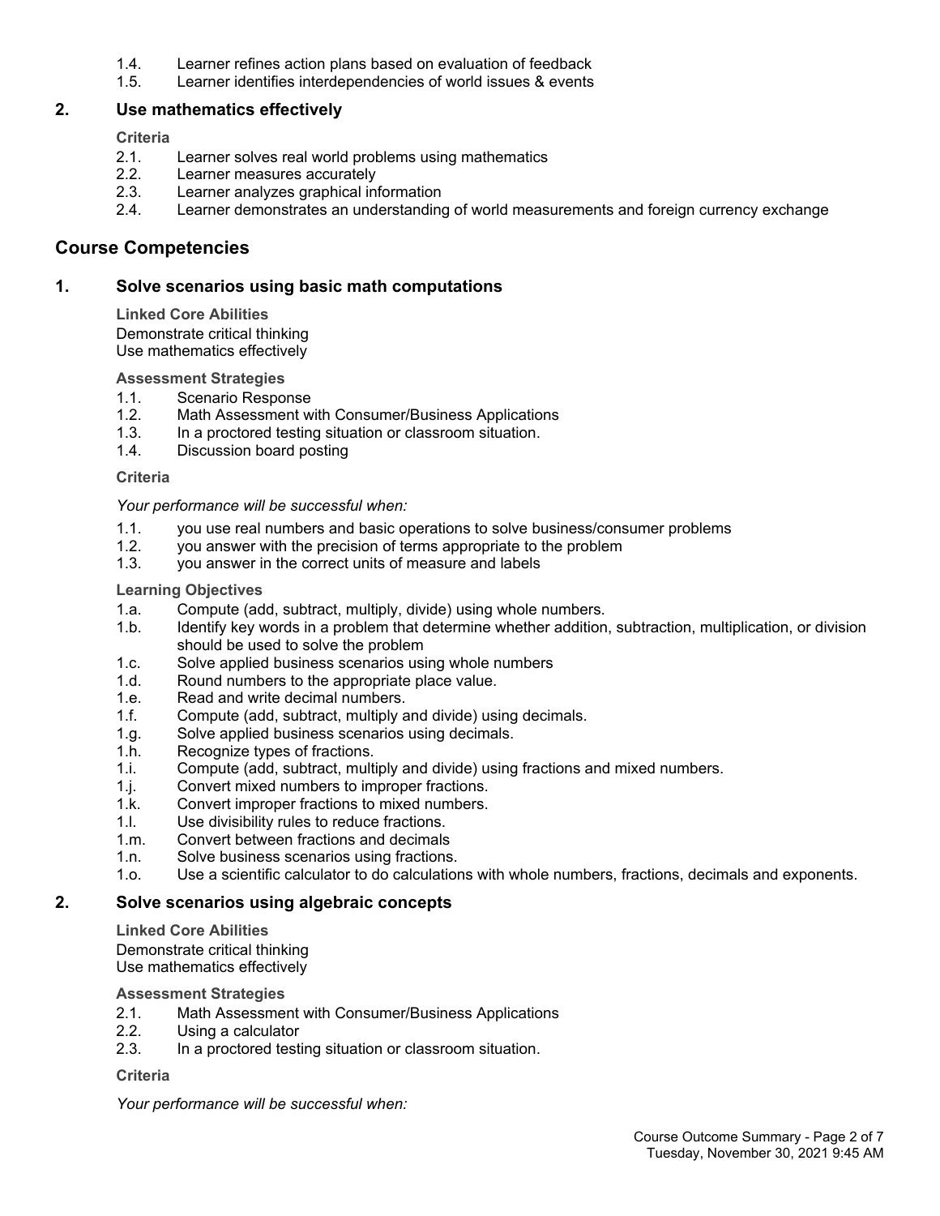1.4. Learner refines action plans based on evaluation of feedback
1.5. Learner identifies interdependencies of world issues & events

## 2. Use mathematics effectively

**Criteria**

2.1. Learner solves real world problems using mathematics
2.2. Learner measures accurately
2.3. Learner analyzes graphical information
2.4. Learner demonstrates an understanding of world measurements and foreign currency exchange

# Course Competencies

## 1. Solve scenarios using basic math computations

**Linked Core Abilities**

Demonstrate critical thinking
Use mathematics effectively

**Assessment Strategies**

1.1. Scenario Response
1.2. Math Assessment with Consumer/Business Applications
1.3. In a proctored testing situation or classroom situation.
1.4. Discussion board posting

**Criteria**

*Your performance will be successful when:*

1.1. you use real numbers and basic operations to solve business/consumer problems
1.2. you answer with the precision of terms appropriate to the problem
1.3. you answer in the correct units of measure and labels

**Learning Objectives**

1.a. Compute (add, subtract, multiply, divide) using whole numbers.
1.b. Identify key words in a problem that determine whether addition, subtraction, multiplication, or division should be used to solve the problem
1.c. Solve applied business scenarios using whole numbers
1.d. Round numbers to the appropriate place value.
1.e. Read and write decimal numbers.
1.f. Compute (add, subtract, multiply and divide) using decimals.
1.g. Solve applied business scenarios using decimals.
1.h. Recognize types of fractions.
1.i. Compute (add, subtract, multiply and divide) using fractions and mixed numbers.
1.j. Convert mixed numbers to improper fractions.
1.k. Convert improper fractions to mixed numbers.
1.l. Use divisibility rules to reduce fractions.
1.m. Convert between fractions and decimals
1.n. Solve business scenarios using fractions.
1.o. Use a scientific calculator to do calculations with whole numbers, fractions, decimals and exponents.

## 2. Solve scenarios using algebraic concepts

**Linked Core Abilities**

Demonstrate critical thinking
Use mathematics effectively

**Assessment Strategies**

2.1. Math Assessment with Consumer/Business Applications
2.2. Using a calculator
2.3. In a proctored testing situation or classroom situation.

**Criteria**

*Your performance will be successful when:*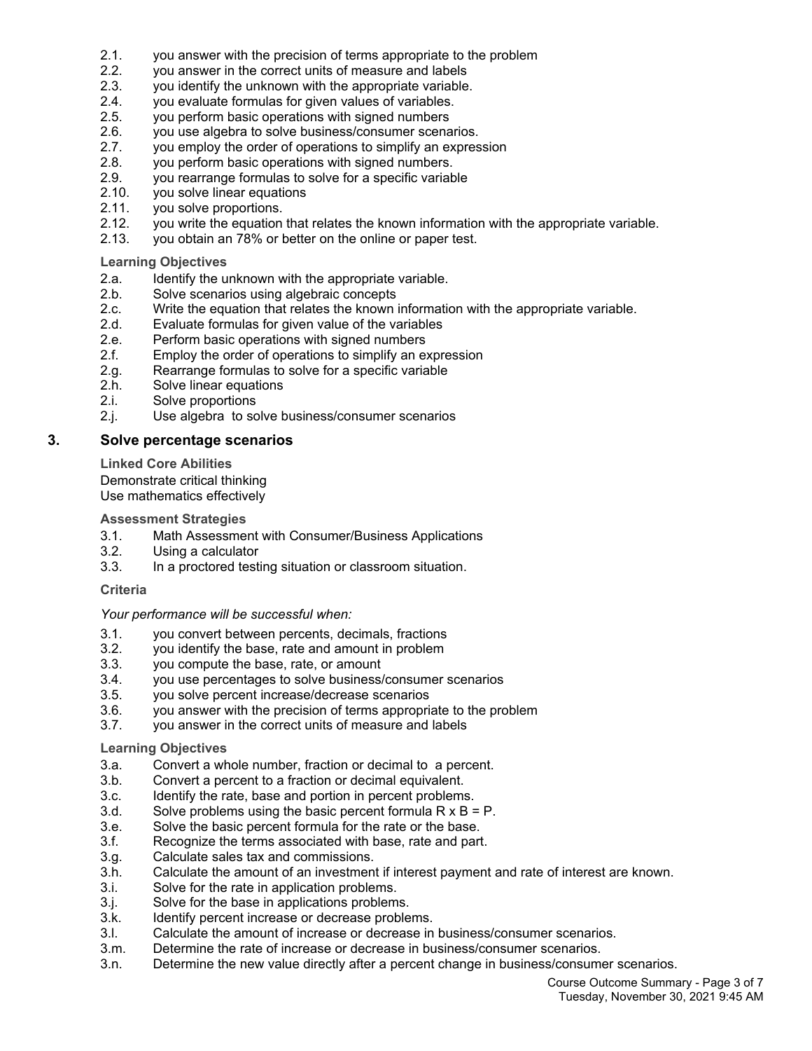2.1. you answer with the precision of terms appropriate to the problem
2.2. you answer in the correct units of measure and labels
2.3. you identify the unknown with the appropriate variable.
2.4. you evaluate formulas for given values of variables.
2.5. you perform basic operations with signed numbers
2.6. you use algebra to solve business/consumer scenarios.
2.7. you employ the order of operations to simplify an expression
2.8. you perform basic operations with signed numbers.
2.9. you rearrange formulas to solve for a specific variable
2.10. you solve linear equations
2.11. you solve proportions.
2.12. you write the equation that relates the known information with the appropriate variable.
2.13. you obtain an 78% or better on the online or paper test.

**Learning Objectives**

2.a. Identify the unknown with the appropriate variable.
2.b. Solve scenarios using algebraic concepts
2.c. Write the equation that relates the known information with the appropriate variable.
2.d. Evaluate formulas for given value of the variables
2.e. Perform basic operations with signed numbers
2.f. Employ the order of operations to simplify an expression
2.g. Rearrange formulas to solve for a specific variable
2.h. Solve linear equations
2.i. Solve proportions
2.j. Use algebra to solve business/consumer scenarios

## 3. Solve percentage scenarios

**Linked Core Abilities**

Demonstrate critical thinking
Use mathematics effectively

**Assessment Strategies**

3.1. Math Assessment with Consumer/Business Applications
3.2. Using a calculator
3.3. In a proctored testing situation or classroom situation.

**Criteria**

*Your performance will be successful when:*

3.1. you convert between percents, decimals, fractions
3.2. you identify the base, rate and amount in problem
3.3. you compute the base, rate, or amount
3.4. you use percentages to solve business/consumer scenarios
3.5. you solve percent increase/decrease scenarios
3.6. you answer with the precision of terms appropriate to the problem
3.7. you answer in the correct units of measure and labels

**Learning Objectives**

3.a. Convert a whole number, fraction or decimal to a percent.
3.b. Convert a percent to a fraction or decimal equivalent.
3.c. Identify the rate, base and portion in percent problems.
3.d. Solve problems using the basic percent formula $R \times B = P$.
3.e. Solve the basic percent formula for the rate or the base.
3.f. Recognize the terms associated with base, rate and part.
3.g. Calculate sales tax and commissions.
3.h. Calculate the amount of an investment if interest payment and rate of interest are known.
3.i. Solve for the rate in application problems.
3.j. Solve for the base in applications problems.
3.k. Identify percent increase or decrease problems.
3.l. Calculate the amount of increase or decrease in business/consumer scenarios.
3.m. Determine the rate of increase or decrease in business/consumer scenarios.
3.n. Determine the new value directly after a percent change in business/consumer scenarios.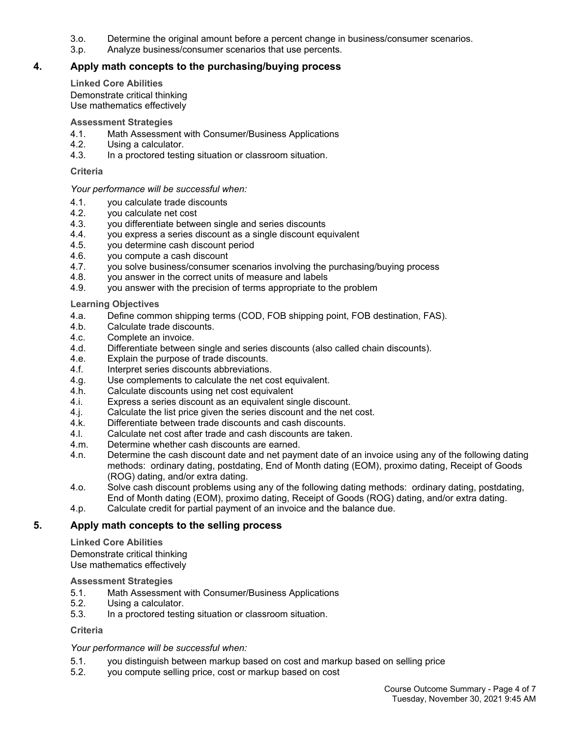3.o. Determine the original amount before a percent change in business/consumer scenarios.
3.p. Analyze business/consumer scenarios that use percents.

## 4. Apply math concepts to the purchasing/buying process

**Linked Core Abilities**

Demonstrate critical thinking
Use mathematics effectively

**Assessment Strategies**

4.1. Math Assessment with Consumer/Business Applications
4.2. Using a calculator.
4.3. In a proctored testing situation or classroom situation.

**Criteria**

*Your performance will be successful when:*

4.1. you calculate trade discounts
4.2. you calculate net cost
4.3. you differentiate between single and series discounts
4.4. you express a series discount as a single discount equivalent
4.5. you determine cash discount period
4.6. you compute a cash discount
4.7. you solve business/consumer scenarios involving the purchasing/buying process
4.8. you answer in the correct units of measure and labels
4.9. you answer with the precision of terms appropriate to the problem

**Learning Objectives**

4.a. Define common shipping terms (COD, FOB shipping point, FOB destination, FAS).
4.b. Calculate trade discounts.
4.c. Complete an invoice.
4.d. Differentiate between single and series discounts (also called chain discounts).
4.e. Explain the purpose of trade discounts.
4.f. Interpret series discounts abbreviations.
4.g. Use complements to calculate the net cost equivalent.
4.h. Calculate discounts using net cost equivalent
4.i. Express a series discount as an equivalent single discount.
4.j. Calculate the list price given the series discount and the net cost.
4.k. Differentiate between trade discounts and cash discounts.
4.l. Calculate net cost after trade and cash discounts are taken.
4.m. Determine whether cash discounts are earned.
4.n. Determine the cash discount date and net payment date of an invoice using any of the following dating methods: ordinary dating, postdating, End of Month dating (EOM), proximo dating, Receipt of Goods (ROG) dating, and/or extra dating.
4.o. Solve cash discount problems using any of the following dating methods: ordinary dating, postdating, End of Month dating (EOM), proximo dating, Receipt of Goods (ROG) dating, and/or extra dating.
4.p. Calculate credit for partial payment of an invoice and the balance due.

## 5. Apply math concepts to the selling process

**Linked Core Abilities**

Demonstrate critical thinking
Use mathematics effectively

**Assessment Strategies**

5.1. Math Assessment with Consumer/Business Applications
5.2. Using a calculator.
5.3. In a proctored testing situation or classroom situation.

**Criteria**

*Your performance will be successful when:*

5.1. you distinguish between markup based on cost and markup based on selling price
5.2. you compute selling price, cost or markup based on cost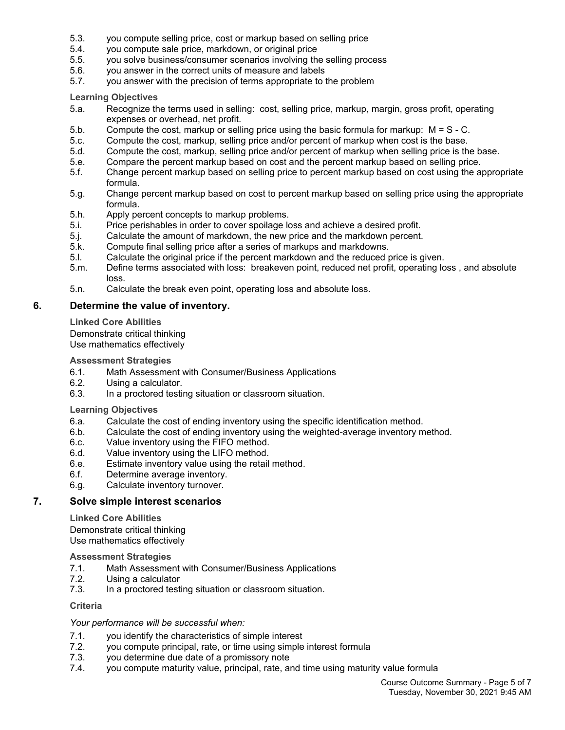5.3. you compute selling price, cost or markup based on selling price
5.4. you compute sale price, markdown, or original price
5.5. you solve business/consumer scenarios involving the selling process
5.6. you answer in the correct units of measure and labels
5.7. you answer with the precision of terms appropriate to the problem

**Learning Objectives**

5.a. Recognize the terms used in selling: cost, selling price, markup, margin, gross profit, operating expenses or overhead, net profit.
5.b. Compute the cost, markup or selling price using the basic formula for markup: $M = S - C$.
5.c. Compute the cost, markup, selling price and/or percent of markup when cost is the base.
5.d. Compute the cost, markup, selling price and/or percent of markup when selling price is the base.
5.e. Compare the percent markup based on cost and the percent markup based on selling price.
5.f. Change percent markup based on selling price to percent markup based on cost using the appropriate formula.
5.g. Change percent markup based on cost to percent markup based on selling price using the appropriate formula.
5.h. Apply percent concepts to markup problems.
5.i. Price perishables in order to cover spoilage loss and achieve a desired profit.
5.j. Calculate the amount of markdown, the new price and the markdown percent.
5.k. Compute final selling price after a series of markups and markdowns.
5.l. Calculate the original price if the percent markdown and the reduced price is given.
5.m. Define terms associated with loss: breakeven point, reduced net profit, operating loss , and absolute loss.
5.n. Calculate the break even point, operating loss and absolute loss.

## 6. Determine the value of inventory.

**Linked Core Abilities**

Demonstrate critical thinking
Use mathematics effectively

**Assessment Strategies**

6.1. Math Assessment with Consumer/Business Applications
6.2. Using a calculator.
6.3. In a proctored testing situation or classroom situation.

**Learning Objectives**

6.a. Calculate the cost of ending inventory using the specific identification method.
6.b. Calculate the cost of ending inventory using the weighted-average inventory method.
6.c. Value inventory using the FIFO method.
6.d. Value inventory using the LIFO method.
6.e. Estimate inventory value using the retail method.
6.f. Determine average inventory.
6.g. Calculate inventory turnover.

## 7. Solve simple interest scenarios

**Linked Core Abilities**

Demonstrate critical thinking
Use mathematics effectively

**Assessment Strategies**

7.1. Math Assessment with Consumer/Business Applications
7.2. Using a calculator
7.3. In a proctored testing situation or classroom situation.

**Criteria**

*Your performance will be successful when:*

7.1. you identify the characteristics of simple interest
7.2. you compute principal, rate, or time using simple interest formula
7.3. you determine due date of a promissory note
7.4. you compute maturity value, principal, rate, and time using maturity value formula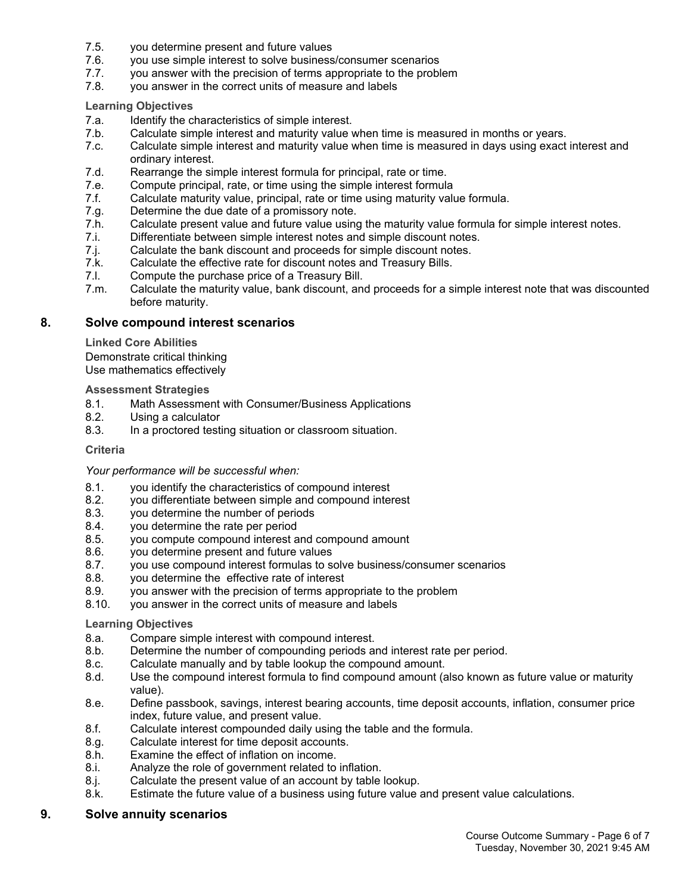7.5. you determine present and future values
7.6. you use simple interest to solve business/consumer scenarios
7.7. you answer with the precision of terms appropriate to the problem
7.8. you answer in the correct units of measure and labels

**Learning Objectives**

7.a. Identify the characteristics of simple interest.
7.b. Calculate simple interest and maturity value when time is measured in months or years.
7.c. Calculate simple interest and maturity value when time is measured in days using exact interest and ordinary interest.
7.d. Rearrange the simple interest formula for principal, rate or time.
7.e. Compute principal, rate, or time using the simple interest formula
7.f. Calculate maturity value, principal, rate or time using maturity value formula.
7.g. Determine the due date of a promissory note.
7.h. Calculate present value and future value using the maturity value formula for simple interest notes.
7.i. Differentiate between simple interest notes and simple discount notes.
7.j. Calculate the bank discount and proceeds for simple discount notes.
7.k. Calculate the effective rate for discount notes and Treasury Bills.
7.l. Compute the purchase price of a Treasury Bill.
7.m. Calculate the maturity value, bank discount, and proceeds for a simple interest note that was discounted before maturity.

## 8. Solve compound interest scenarios

**Linked Core Abilities**

Demonstrate critical thinking
Use mathematics effectively

**Assessment Strategies**

8.1. Math Assessment with Consumer/Business Applications
8.2. Using a calculator
8.3. In a proctored testing situation or classroom situation.

**Criteria**

*Your performance will be successful when:*

8.1. you identify the characteristics of compound interest
8.2. you differentiate between simple and compound interest
8.3. you determine the number of periods
8.4. you determine the rate per period
8.5. you compute compound interest and compound amount
8.6. you determine present and future values
8.7. you use compound interest formulas to solve business/consumer scenarios
8.8. you determine the effective rate of interest
8.9. you answer with the precision of terms appropriate to the problem
8.10. you answer in the correct units of measure and labels

**Learning Objectives**

8.a. Compare simple interest with compound interest.
8.b. Determine the number of compounding periods and interest rate per period.
8.c. Calculate manually and by table lookup the compound amount.
8.d. Use the compound interest formula to find compound amount (also known as future value or maturity value).
8.e. Define passbook, savings, interest bearing accounts, time deposit accounts, inflation, consumer price index, future value, and present value.
8.f. Calculate interest compounded daily using the table and the formula.
8.g. Calculate interest for time deposit accounts.
8.h. Examine the effect of inflation on income.
8.i. Analyze the role of government related to inflation.
8.j. Calculate the present value of an account by table lookup.
8.k. Estimate the future value of a business using future value and present value calculations.

## 9. Solve annuity scenarios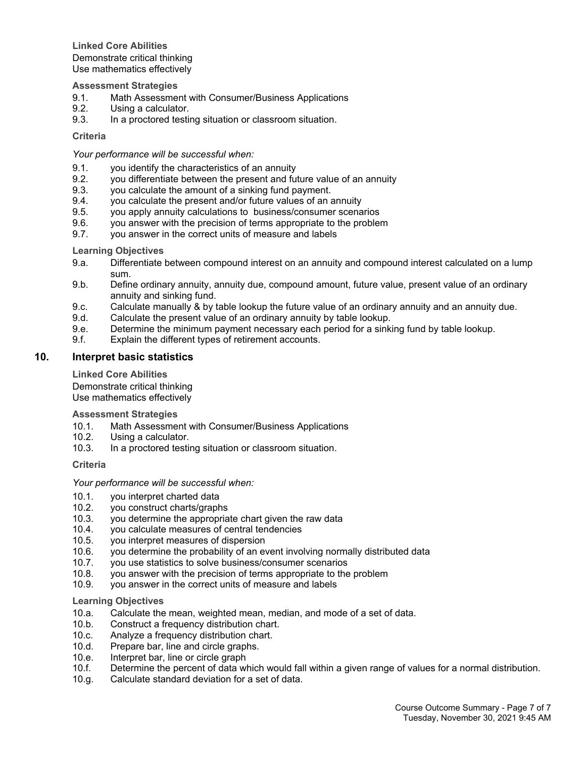**Linked Core Abilities**

Demonstrate critical thinking
Use mathematics effectively

**Assessment Strategies**

9.1. Math Assessment with Consumer/Business Applications
9.2. Using a calculator.
9.3. In a proctored testing situation or classroom situation.

**Criteria**

*Your performance will be successful when:*

9.1. you identify the characteristics of an annuity
9.2. you differentiate between the present and future value of an annuity
9.3. you calculate the amount of a sinking fund payment.
9.4. you calculate the present and/or future values of an annuity
9.5. you apply annuity calculations to business/consumer scenarios
9.6. you answer with the precision of terms appropriate to the problem
9.7. you answer in the correct units of measure and labels

**Learning Objectives**

9.a. Differentiate between compound interest on an annuity and compound interest calculated on a lump sum.
9.b. Define ordinary annuity, annuity due, compound amount, future value, present value of an ordinary annuity and sinking fund.
9.c. Calculate manually & by table lookup the future value of an ordinary annuity and an annuity due.
9.d. Calculate the present value of an ordinary annuity by table lookup.
9.e. Determine the minimum payment necessary each period for a sinking fund by table lookup.
9.f. Explain the different types of retirement accounts.

## 10. Interpret basic statistics

**Linked Core Abilities**

Demonstrate critical thinking
Use mathematics effectively

**Assessment Strategies**

10.1. Math Assessment with Consumer/Business Applications
10.2. Using a calculator.
10.3. In a proctored testing situation or classroom situation.

**Criteria**

*Your performance will be successful when:*

10.1. you interpret charted data
10.2. you construct charts/graphs
10.3. you determine the appropriate chart given the raw data
10.4. you calculate measures of central tendencies
10.5. you interpret measures of dispersion
10.6. you determine the probability of an event involving normally distributed data
10.7. you use statistics to solve business/consumer scenarios
10.8. you answer with the precision of terms appropriate to the problem
10.9. you answer in the correct units of measure and labels

**Learning Objectives**

10.a. Calculate the mean, weighted mean, median, and mode of a set of data.
10.b. Construct a frequency distribution chart.
10.c. Analyze a frequency distribution chart.
10.d. Prepare bar, line and circle graphs.
10.e. Interpret bar, line or circle graph
10.f. Determine the percent of data which would fall within a given range of values for a normal distribution.
10.g. Calculate standard deviation for a set of data.